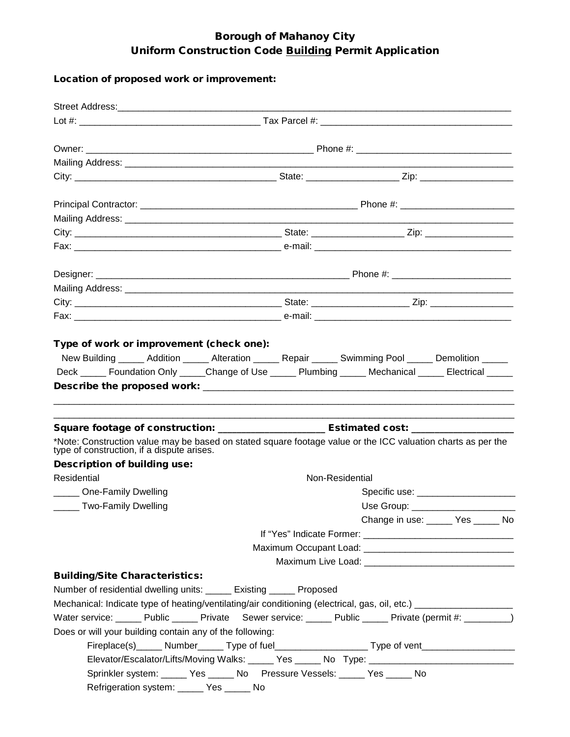# Borough of Mahanoy City
## Uniform Construction Code <u>Building</u> Permit Application

**Location of proposed work or improvement:**

Street Address:_______________________________________________________________________________

Lot #: ___________________________________ Tax Parcel #: _____________________________________

Owner: ____________________________________________ Phone #: ______________________________

Mailing Address: _______________________________________________________________________

City: _______________________________________ State: __________________ Zip: __________________

Principal Contractor: __________________________________________ Phone #: ______________________

Mailing Address: _______________________________________________________________________

City: _______________________________________ State: _________________ Zip: _________________

Fax: _______________________________________ e-mail: _______________________________________

Designer: __________________________________________________ Phone #: ______________________

Mailing Address: _______________________________________________________________________

City: _______________________________________ State: __________________ Zip: ________________

Fax: _______________________________________ e-mail: _______________________________________

**Type of work or improvement (check one):**

New Building _____ Addition _____ Alteration _____ Repair _____ Swimming Pool _____ Demolition _____

Deck _____ Foundation Only _____Change of Use _____ Plumbing _____ Mechanical _____ Electrical _____

**Describe the proposed work:** ___________________________________________________________

_____________________________________________________________________________________

_____________________________________________________________________________________

**Square footage of construction:** ____________________ **Estimated cost:** ___________________

*Note: Construction value may be based on stated square footage value or the ICC valuation charts as per the type of construction, if a dispute arises.

**Description of building use:**

Residential

_____ One-Family Dwelling

_____ Two-Family Dwelling

Non-Residential

Specific use: ___________________

Use Group: ____________________

Change in use: _____ Yes _____ No

If "Yes" Indicate Former: _____________________________

Maximum Occupant Load: _____________________________

Maximum Live Load: _____________________________

**Building/Site Characteristics:**

Number of residential dwelling units: _____ Existing _____ Proposed

Mechanical: Indicate type of heating/ventilating/air conditioning (electrical, gas, oil, etc.) ___________________

Water service: _____ Public _____ Private Sewer service: _____ Public _____ Private (permit #: _________)

Does or will your building contain any of the following:

Fireplace(s)_____ Number_____ Type of fuel_________________ Type of vent_________________

Elevator/Escalator/Lifts/Moving Walks: _____ Yes _____ No Type: ____________________________

Sprinkler system: _____ Yes _____ No Pressure Vessels: _____ Yes _____ No

Refrigeration system: _____ Yes _____ No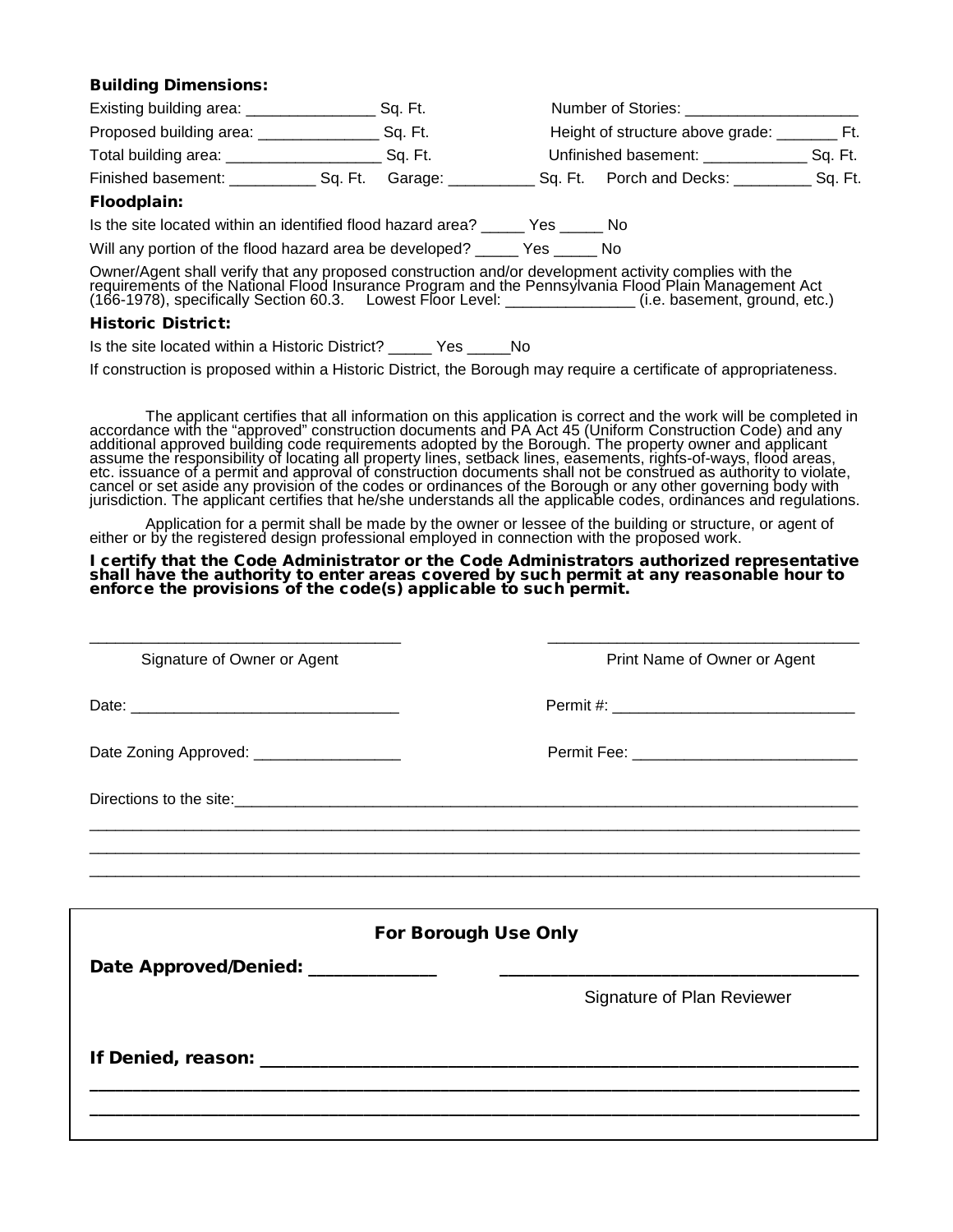**Building Dimensions:**

Existing building area: _______________ Sq. Ft.     Number of Stories: ____________________

Proposed building area: ______________ Sq. Ft.     Height of structure above grade: _______ Ft.

Total building area: __________________ Sq. Ft.     Unfinished basement: ____________ Sq. Ft.

Finished basement: __________ Sq. Ft.   Garage: __________ Sq. Ft.   Porch and Decks: _________ Sq. Ft.

**Floodplain:**

Is the site located within an identified flood hazard area? _____ Yes _____ No

Will any portion of the flood hazard area be developed? _____ Yes _____ No

Owner/Agent shall verify that any proposed construction and/or development activity complies with the requirements of the National Flood Insurance Program and the Pennsylvania Flood Plain Management Act (166-1978), specifically Section 60.3.   Lowest Floor Level: _______________ (i.e. basement, ground, etc.)

**Historic District:**

Is the site located within a Historic District? _____ Yes _____No

If construction is proposed within a Historic District, the Borough may require a certificate of appropriateness.

The applicant certifies that all information on this application is correct and the work will be completed in accordance with the "approved" construction documents and PA Act 45 (Uniform Construction Code) and any additional approved building code requirements adopted by the Borough. The property owner and applicant assume the responsibility of locating all property lines, setback lines, easements, rights-of-ways, flood areas, etc. issuance of a permit and approval of construction documents shall not be construed as authority to violate, cancel or set aside any provision of the codes or ordinances of the Borough or any other governing body with jurisdiction. The applicant certifies that he/she understands all the applicable codes, ordinances and regulations.

Application for a permit shall be made by the owner or lessee of the building or structure, or agent of either or by the registered design professional employed in connection with the proposed work.

**I certify that the Code Administrator or the Code Administrators authorized representative shall have the authority to enter areas covered by such permit at any reasonable hour to enforce the provisions of the code(s) applicable to such permit.**

____________________________________     ____________________________________
Signature of Owner or Agent     Print Name of Owner or Agent

Date: ______________________________     Permit #: ____________________________

Date Zoning Approved: _________________     Permit Fee: __________________________

Directions to the site:___________________________________________________________________________
______________________________________________________________________________________________
______________________________________________________________________________________________
______________________________________________________________________________________________

**For Borough Use Only**

**Date Approved/Denied:** _____________     ____________________________________
Signature of Plan Reviewer

**If Denied, reason:** ____________________________________________________________________
______________________________________________________________________________________________
______________________________________________________________________________________________